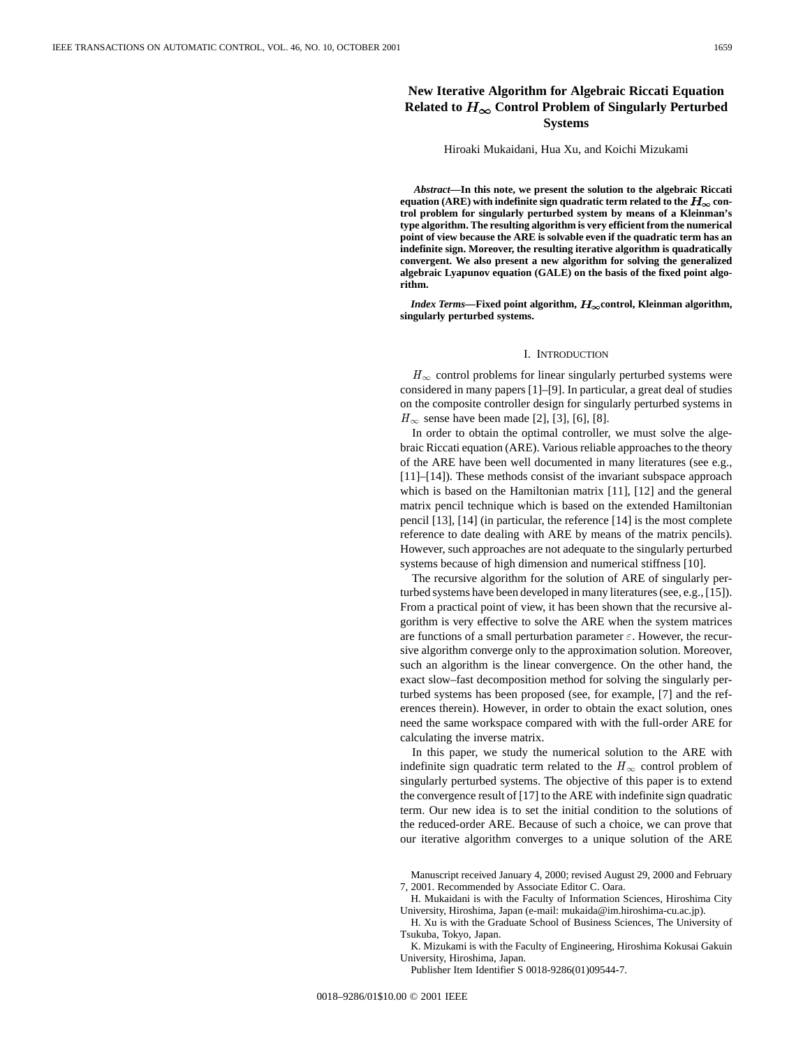# New Iterative Algorithm for Algebraic Riccati Equation Related to $H_\infty$ Control Problem of Singularly Perturbed Systems

Hiroaki Mukaidani, Hua Xu, and Koichi Mizukami

***Abstract*—In this note, we present the solution to the algebraic Riccati equation (ARE) with indefinite sign quadratic term related to the $H_\infty$ control problem for singularly perturbed system by means of a Kleinman's type algorithm. The resulting algorithm is very efficient from the numerical point of view because the ARE is solvable even if the quadratic term has an indefinite sign. Moreover, the resulting iterative algorithm is quadratically convergent. We also present a new algorithm for solving the generalized algebraic Lyapunov equation (GALE) on the basis of the fixed point algorithm.**

***Index Terms*—Fixed point algorithm, $H_\infty$control, Kleinman algorithm, singularly perturbed systems.**

## I. Introduction

$H_\infty$ control problems for linear singularly perturbed systems were considered in many papers [1]–[9]. In particular, a great deal of studies on the composite controller design for singularly perturbed systems in $H_\infty$ sense have been made [2], [3], [6], [8].

In order to obtain the optimal controller, we must solve the algebraic Riccati equation (ARE). Various reliable approaches to the theory of the ARE have been well documented in many literatures (see e.g., [11]–[14]). These methods consist of the invariant subspace approach which is based on the Hamiltonian matrix [11], [12] and the general matrix pencil technique which is based on the extended Hamiltonian pencil [13], [14] (in particular, the reference [14] is the most complete reference to date dealing with ARE by means of the matrix pencils). However, such approaches are not adequate to the singularly perturbed systems because of high dimension and numerical stiffness [10].

The recursive algorithm for the solution of ARE of singularly perturbed systems have been developed in many literatures (see, e.g., [15]). From a practical point of view, it has been shown that the recursive algorithm is very effective to solve the ARE when the system matrices are functions of a small perturbation parameter $\varepsilon$. However, the recursive algorithm converge only to the approximation solution. Moreover, such an algorithm is the linear convergence. On the other hand, the exact slow–fast decomposition method for solving the singularly perturbed systems has been proposed (see, for example, [7] and the references therein). However, in order to obtain the exact solution, ones need the same workspace compared with with the full-order ARE for calculating the inverse matrix.

In this paper, we study the numerical solution to the ARE with indefinite sign quadratic term related to the $H_\infty$ control problem of singularly perturbed systems. The objective of this paper is to extend the convergence result of [17] to the ARE with indefinite sign quadratic term. Our new idea is to set the initial condition to the solutions of the reduced-order ARE. Because of such a choice, we can prove that our iterative algorithm converges to a unique solution of the ARE

Manuscript received January 4, 2000; revised August 29, 2000 and February 7, 2001. Recommended by Associate Editor C. Oara.

H. Mukaidani is with the Faculty of Information Sciences, Hiroshima City University, Hiroshima, Japan (e-mail: mukaida@im.hiroshima-cu.ac.jp).

H. Xu is with the Graduate School of Business Sciences, The University of Tsukuba, Tokyo, Japan.

K. Mizukami is with the Faculty of Engineering, Hiroshima Kokusai Gakuin University, Hiroshima, Japan.

Publisher Item Identifier S 0018-9286(01)09544-7.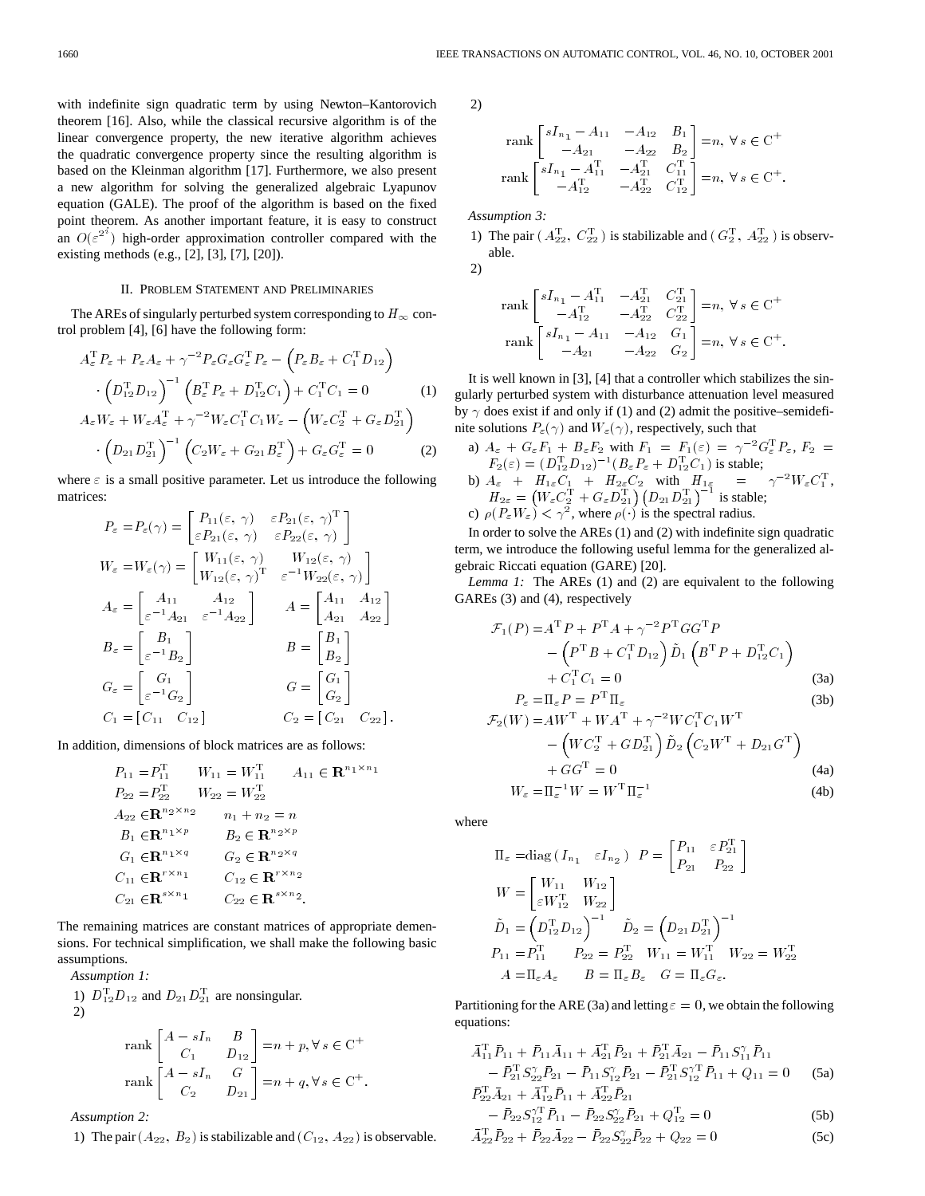with indefinite sign quadratic term by using Newton–Kantorovich theorem [16]. Also, while the classical recursive algorithm is of the linear convergence property, the new iterative algorithm achieves the quadratic convergence property since the resulting algorithm is based on the Kleinman algorithm [17]. Furthermore, we also present a new algorithm for solving the generalized algebraic Lyapunov equation (GALE). The proof of the algorithm is based on the fixed point theorem. As another important feature, it is easy to construct an $O(\varepsilon^{2^i})$ high-order approximation controller compared with the existing methods (e.g., [2], [3], [7], [20]).

## II. Problem Statement and Preliminaries

The AREs of singularly perturbed system corresponding to $H_\infty$ control problem [4], [6] have the following form:

$$A_\varepsilon^{\mathrm{T}} P_\varepsilon + P_\varepsilon A_\varepsilon + \gamma^{-2} P_\varepsilon G_\varepsilon G_\varepsilon^{\mathrm{T}} P_\varepsilon - \left(P_\varepsilon B_\varepsilon + C_1^{\mathrm{T}} D_{12}\right) \cdot \left(D_{12}^{\mathrm{T}} D_{12}\right)^{-1} \left(B_\varepsilon^{\mathrm{T}} P_\varepsilon + D_{12}^{\mathrm{T}} C_1\right) + C_1^{\mathrm{T}} C_1 = 0 \tag{1}$$

$$A_\varepsilon W_\varepsilon + W_\varepsilon A_\varepsilon^{\mathrm{T}} + \gamma^{-2} W_\varepsilon C_1^{\mathrm{T}} C_1 W_\varepsilon - \left(W_\varepsilon C_2^{\mathrm{T}} + G_\varepsilon D_{21}^{\mathrm{T}}\right) \cdot \left(D_{21} D_{21}^{\mathrm{T}}\right)^{-1} \left(C_2 W_\varepsilon + G_{21} B_\varepsilon^{\mathrm{T}}\right) + G_\varepsilon G_\varepsilon^{\mathrm{T}} = 0 \tag{2}$$

where $\varepsilon$ is a small positive parameter. Let us introduce the following matrices:

$$P_\varepsilon = P_\varepsilon(\gamma) = \begin{bmatrix} P_{11}(\varepsilon, \gamma) & \varepsilon P_{21}(\varepsilon, \gamma)^{\mathrm{T}} \\ \varepsilon P_{21}(\varepsilon, \gamma) & \varepsilon P_{22}(\varepsilon, \gamma) \end{bmatrix}$$

$$W_\varepsilon = W_\varepsilon(\gamma) = \begin{bmatrix} W_{11}(\varepsilon, \gamma) & W_{12}(\varepsilon, \gamma) \\ W_{12}(\varepsilon, \gamma)^{\mathrm{T}} & \varepsilon^{-1} W_{22}(\varepsilon, \gamma) \end{bmatrix}$$

$$A_\varepsilon = \begin{bmatrix} A_{11} & A_{12} \\ \varepsilon^{-1} A_{21} & \varepsilon^{-1} A_{22} \end{bmatrix} \qquad A = \begin{bmatrix} A_{11} & A_{12} \\ A_{21} & A_{22} \end{bmatrix}$$

$$B_\varepsilon = \begin{bmatrix} B_1 \\ \varepsilon^{-1} B_2 \end{bmatrix} \qquad B = \begin{bmatrix} B_1 \\ B_2 \end{bmatrix}$$

$$G_\varepsilon = \begin{bmatrix} G_1 \\ \varepsilon^{-1} G_2 \end{bmatrix} \qquad G = \begin{bmatrix} G_1 \\ G_2 \end{bmatrix}$$

$$C_1 = [\,C_{11} \quad C_{12}\,] \qquad C_2 = [\,C_{21} \quad C_{22}\,].$$

In addition, dimensions of block matrices are as follows:

$$\begin{aligned} &P_{11} = P_{11}^{\mathrm{T}} \qquad W_{11} = W_{11}^{\mathrm{T}} \qquad A_{11} \in \mathbf{R}^{n_1 \times n_1} \\ &P_{22} = P_{22}^{\mathrm{T}} \qquad W_{22} = W_{22}^{\mathrm{T}} \\ &A_{22} \in \mathbf{R}^{n_2 \times n_2} \qquad n_1 + n_2 = n \\ &B_1 \in \mathbf{R}^{n_1 \times p} \qquad B_2 \in \mathbf{R}^{n_2 \times p} \\ &G_1 \in \mathbf{R}^{n_1 \times q} \qquad G_2 \in \mathbf{R}^{n_2 \times q} \\ &C_{11} \in \mathbf{R}^{r \times n_1} \qquad C_{12} \in \mathbf{R}^{r \times n_2} \\ &C_{21} \in \mathbf{R}^{s \times n_1} \qquad C_{22} \in \mathbf{R}^{s \times n_2}. \end{aligned}$$

The remaining matrices are constant matrices of appropriate demensions. For technical simplification, we shall make the following basic assumptions.

*Assumption 1:*

1) $D_{12}^{\mathrm{T}} D_{12}$ and $D_{21} D_{21}^{\mathrm{T}}$ are nonsingular.

2)

$$\operatorname{rank} \begin{bmatrix} A - sI_n & B \\ C_1 & D_{12} \end{bmatrix} = n + p, \forall s \in \mathrm{C}^+$$

$$\operatorname{rank} \begin{bmatrix} A - sI_n & G \\ C_2 & D_{21} \end{bmatrix} = n + q, \forall s \in \mathrm{C}^+.$$

*Assumption 2:*

1) The pair $(A_{22},\ B_2)$ is stabilizable and $(C_{12},\ A_{22})$ is observable.

2)

$$\operatorname{rank} \begin{bmatrix} sI_{n_1} - A_{11} & -A_{12} & B_1 \\ -A_{21} & -A_{22} & B_2 \end{bmatrix} = n, \ \forall s \in \mathrm{C}^+$$

$$\operatorname{rank} \begin{bmatrix} sI_{n_1} - A_{11}^{\mathrm{T}} & -A_{21}^{\mathrm{T}} & C_{11}^{\mathrm{T}} \\ -A_{12}^{\mathrm{T}} & -A_{22}^{\mathrm{T}} & C_{12}^{\mathrm{T}} \end{bmatrix} = n, \ \forall s \in \mathrm{C}^+.$$

*Assumption 3:*

1) The pair $(A_{22}^{\mathrm{T}},\ C_{22}^{\mathrm{T}})$ is stabilizable and $(G_2^{\mathrm{T}},\ A_{22}^{\mathrm{T}})$ is observable.

2)

$$\operatorname{rank} \begin{bmatrix} sI_{n_1} - A_{11}^{\mathrm{T}} & -A_{21}^{\mathrm{T}} & C_{21}^{\mathrm{T}} \\ -A_{12}^{\mathrm{T}} & -A_{22}^{\mathrm{T}} & C_{22}^{\mathrm{T}} \end{bmatrix} = n, \ \forall s \in \mathrm{C}^+$$

$$\operatorname{rank} \begin{bmatrix} sI_{n_1} - A_{11} & -A_{12} & G_1 \\ -A_{21} & -A_{22} & G_2 \end{bmatrix} = n, \ \forall s \in \mathrm{C}^+.$$

It is well known in [3], [4] that a controller which stabilizes the singularly perturbed system with disturbance attenuation level measured by $\gamma$ does exist if and only if (1) and (2) admit the positive–semidefinite solutions $P_\varepsilon(\gamma)$ and $W_\varepsilon(\gamma)$, respectively, such that

a) $A_\varepsilon + G_\varepsilon F_1 + B_\varepsilon F_2$ with $F_1 = F_1(\varepsilon) = \gamma^{-2} G_\varepsilon^{\mathrm{T}} P_\varepsilon$, $F_2 = F_2(\varepsilon) = (D_{12}^{\mathrm{T}} D_{12})^{-1}(B_\varepsilon P_\varepsilon + D_{12}^{\mathrm{T}} C_1)$ is stable;

b) $A_\varepsilon + H_{1\varepsilon} C_1 + H_{2\varepsilon} C_2$ with $H_{1\varepsilon} = \gamma^{-2} W_\varepsilon C_1^{\mathrm{T}}$, $H_{2\varepsilon} = \left(W_\varepsilon C_2^{\mathrm{T}} + G_\varepsilon D_{21}^{\mathrm{T}}\right)\left(D_{21} D_{21}^{\mathrm{T}}\right)^{-1}$ is stable;

c) $\rho(P_\varepsilon W_\varepsilon) < \gamma^2$, where $\rho(\cdot)$ is the spectral radius.

In order to solve the AREs (1) and (2) with indefinite sign quadratic term, we introduce the following useful lemma for the generalized algebraic Riccati equation (GARE) [20].

*Lemma 1:* The AREs (1) and (2) are equivalent to the following GAREs (3) and (4), respectively

$$\mathcal{F}_1(P) = A^{\mathrm{T}} P + P^{\mathrm{T}} A + \gamma^{-2} P^{\mathrm{T}} G G^{\mathrm{T}} P - \left(P^{\mathrm{T}} B + C_1^{\mathrm{T}} D_{12}\right) \tilde{D}_1 \left(B^{\mathrm{T}} P + D_{12}^{\mathrm{T}} C_1\right) + C_1^{\mathrm{T}} C_1 = 0 \tag{3a}$$

$$P_\varepsilon = \Pi_\varepsilon P = P^{\mathrm{T}} \Pi_\varepsilon \tag{3b}$$

$$\mathcal{F}_2(W) = A W^{\mathrm{T}} + W A^{\mathrm{T}} + \gamma^{-2} W C_1^{\mathrm{T}} C_1 W^{\mathrm{T}} - \left(W C_2^{\mathrm{T}} + G D_{21}^{\mathrm{T}}\right) \tilde{D}_2 \left(C_2 W^{\mathrm{T}} + D_{21} G^{\mathrm{T}}\right) + G G^{\mathrm{T}} = 0 \tag{4a}$$

$$W_\varepsilon = \Pi_\varepsilon^{-1} W = W^{\mathrm{T}} \Pi_\varepsilon^{-1} \tag{4b}$$

where

$$\Pi_\varepsilon = \operatorname{diag}(\,I_{n_1} \quad \varepsilon I_{n_2}\,) \quad P = \begin{bmatrix} P_{11} & \varepsilon P_{21}^{\mathrm{T}} \\ P_{21} & P_{22} \end{bmatrix}$$

$$W = \begin{bmatrix} W_{11} & W_{12} \\ \varepsilon W_{12}^{\mathrm{T}} & W_{22} \end{bmatrix}$$

$$\tilde{D}_1 = \left(D_{12}^{\mathrm{T}} D_{12}\right)^{-1} \quad \tilde{D}_2 = \left(D_{21} D_{21}^{\mathrm{T}}\right)^{-1}$$

$$P_{11} = P_{11}^{\mathrm{T}} \quad P_{22} = P_{22}^{\mathrm{T}} \quad W_{11} = W_{11}^{\mathrm{T}} \quad W_{22} = W_{22}^{\mathrm{T}}$$

$$A = \Pi_\varepsilon A_\varepsilon \quad B = \Pi_\varepsilon B_\varepsilon \quad G = \Pi_\varepsilon G_\varepsilon.$$

Partitioning for the ARE (3a) and letting $\varepsilon = 0$, we obtain the following equations:

$$\bar{A}_{11}^{\mathrm{T}} \bar{P}_{11} + \bar{P}_{11} \bar{A}_{11} + \bar{A}_{21}^{\mathrm{T}} \bar{P}_{21} + \bar{P}_{21}^{\mathrm{T}} \bar{A}_{21} - \bar{P}_{11} S_{11}^{\gamma} \bar{P}_{11} - \bar{P}_{21}^{\mathrm{T}} S_{22}^{\gamma} \bar{P}_{21} - \bar{P}_{11} S_{12}^{\gamma} \bar{P}_{21} - \bar{P}_{21}^{\mathrm{T}} S_{12}^{\gamma\mathrm{T}} \bar{P}_{11} + Q_{11} = 0 \tag{5a}$$

$$\bar{P}_{22}^{\mathrm{T}} \bar{A}_{21} + \bar{A}_{12}^{\mathrm{T}} \bar{P}_{11} + \bar{A}_{22}^{\mathrm{T}} \bar{P}_{21} - \bar{P}_{22} S_{12}^{\gamma\mathrm{T}} \bar{P}_{11} - \bar{P}_{22} S_{22}^{\gamma} \bar{P}_{21} + Q_{12}^{\mathrm{T}} = 0 \tag{5b}$$

$$\bar{A}_{22}^{\mathrm{T}} \bar{P}_{22} + \bar{P}_{22} \bar{A}_{22} - \bar{P}_{22} S_{22}^{\gamma} \bar{P}_{22} + Q_{22} = 0 \tag{5c}$$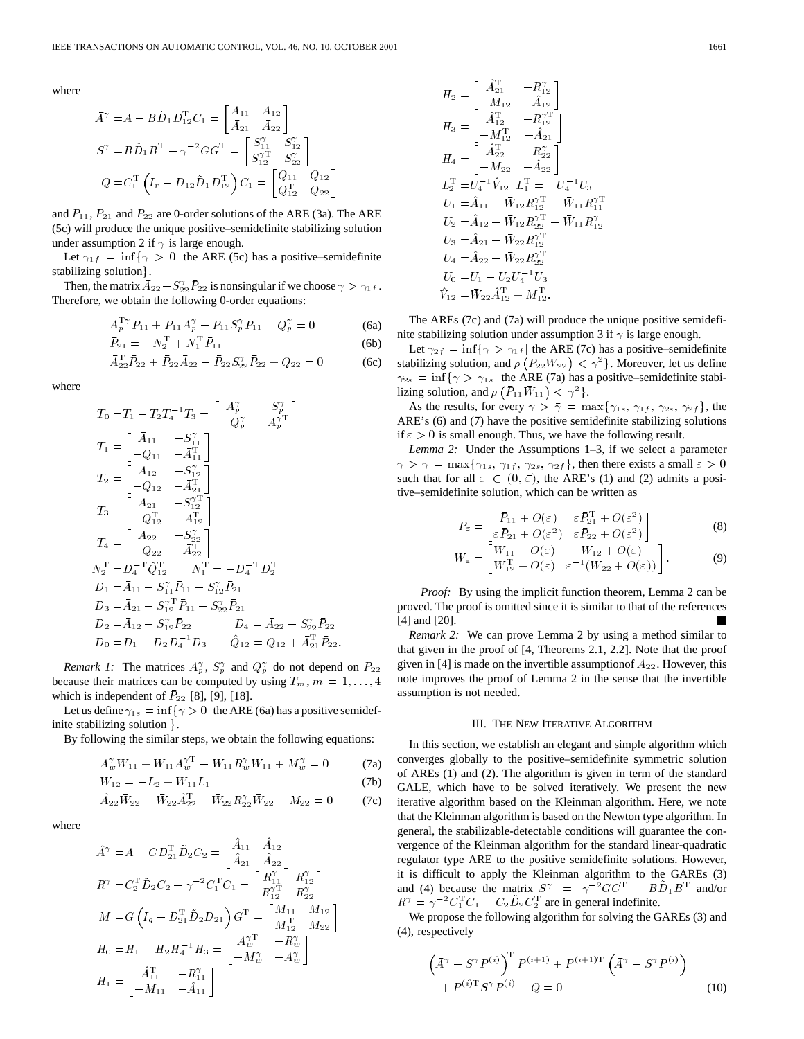where

$$\bar{A}^{\gamma} = A - B\tilde{D}_1 D_{12}^{\mathrm{T}} C_1 = \begin{bmatrix} \bar{A}_{11} & \bar{A}_{12} \\ \bar{A}_{21} & \bar{A}_{22} \end{bmatrix}$$

$$S^{\gamma} = B\tilde{D}_1 B^{\mathrm{T}} - \gamma^{-2} G G^{\mathrm{T}} = \begin{bmatrix} S_{11}^{\gamma} & S_{12}^{\gamma} \\ S_{12}^{\gamma\mathrm{T}} & S_{22}^{\gamma} \end{bmatrix}$$

$$Q = C_1^{\mathrm{T}} \left( I_r - D_{12}\tilde{D}_1 D_{12}^{\mathrm{T}} \right) C_1 = \begin{bmatrix} Q_{11} & Q_{12} \\ Q_{12}^{\mathrm{T}} & Q_{22} \end{bmatrix}$$

and $\bar{P}_{11}$, $\bar{P}_{21}$ and $\bar{P}_{22}$ are 0-order solutions of the ARE (3a). The ARE (5c) will produce the unique positive–semidefinite stabilizing solution under assumption 2 if $\gamma$ is large enough.

Let $\gamma_{1f} = \inf\{\gamma > 0|$ the ARE (5c) has a positive–semidefinite stabilizing solution$\}$.

Then, the matrix $\bar{A}_{22} - S_{22}^{\gamma}\bar{P}_{22}$ is nonsingular if we choose $\gamma > \gamma_{1f}$. Therefore, we obtain the following 0-order equations:

$$A_p^{\mathrm{T}\gamma}\bar{P}_{11} + \bar{P}_{11}A_p^{\gamma} - \bar{P}_{11}S_p^{\gamma}\bar{P}_{11} + Q_p^{\gamma} = 0 \tag{6a}$$

$$\bar{P}_{21} = -N_2^{\mathrm{T}} + N_1^{\mathrm{T}}\bar{P}_{11} \tag{6b}$$

$$\bar{A}_{22}^{\mathrm{T}}\bar{P}_{22} + \bar{P}_{22}\bar{A}_{22} - \bar{P}_{22}S_{22}^{\gamma}\bar{P}_{22} + Q_{22} = 0 \tag{6c}$$

where

$$T_0 = T_1 - T_2 T_4^{-1} T_3 = \begin{bmatrix} A_p^{\gamma} & -S_p^{\gamma} \\ -Q_p^{\gamma} & -A_p^{\gamma\mathrm{T}} \end{bmatrix}$$

$$T_1 = \begin{bmatrix} \bar{A}_{11} & -S_{11}^{\gamma} \\ -Q_{11} & -\bar{A}_{11}^{\mathrm{T}} \end{bmatrix}$$

$$T_2 = \begin{bmatrix} \bar{A}_{12} & -S_{12}^{\gamma} \\ -Q_{12} & -\bar{A}_{21}^{\mathrm{T}} \end{bmatrix}$$

$$T_3 = \begin{bmatrix} \bar{A}_{21} & -S_{12}^{\gamma\mathrm{T}} \\ -Q_{12}^{\mathrm{T}} & -\bar{A}_{12}^{\mathrm{T}} \end{bmatrix}$$

$$T_4 = \begin{bmatrix} \bar{A}_{22} & -S_{22}^{\gamma} \\ -Q_{22} & -\bar{A}_{22}^{\mathrm{T}} \end{bmatrix}$$

$$N_2^{\mathrm{T}} = D_4^{-\mathrm{T}}\hat{Q}_{12}^{\mathrm{T}} \qquad N_1^{\mathrm{T}} = -D_4^{-\mathrm{T}}D_2^{\mathrm{T}}$$

$$D_1 = \bar{A}_{11} - S_{11}^{\gamma}\bar{P}_{11} - S_{12}^{\gamma}\bar{P}_{21}$$

$$D_3 = \bar{A}_{21} - S_{12}^{\gamma\mathrm{T}}\bar{P}_{11} - S_{22}^{\gamma}\bar{P}_{21}$$

$$D_2 = \bar{A}_{12} - S_{12}^{\gamma}\bar{P}_{22} \qquad D_4 = \bar{A}_{22} - S_{22}^{\gamma}\bar{P}_{22}$$

$$D_0 = D_1 - D_2 D_4^{-1} D_3 \qquad \hat{Q}_{12} = Q_{12} + \bar{A}_{21}^{\mathrm{T}}\bar{P}_{22}.$$

*Remark 1:* The matrices $A_p^{\gamma}$, $S_p^{\gamma}$ and $Q_p^{\gamma}$ do not depend on $\bar{P}_{22}$ because their matrices can be computed by using $T_m$, $m = 1, \ldots, 4$ which is independent of $\bar{P}_{22}$ [8], [9], [18].

Let us define $\gamma_{1s} = \inf\{\gamma > 0|$ the ARE (6a) has a positive semidefinite stabilizing solution $\}$.

By following the similar steps, we obtain the following equations:

$$A_w^{\gamma}\bar{W}_{11} + \bar{W}_{11}A_w^{\gamma\mathrm{T}} - \bar{W}_{11}R_w^{\gamma}\bar{W}_{11} + M_w^{\gamma} = 0 \tag{7a}$$

$$\bar{W}_{12} = -L_2 + \bar{W}_{11}L_1 \tag{7b}$$

$$\hat{A}_{22}\bar{W}_{22} + \bar{W}_{22}\hat{A}_{22}^{\mathrm{T}} - \bar{W}_{22}R_{22}^{\gamma}\bar{W}_{22} + M_{22} = 0 \tag{7c}$$

where

$$\hat{A}^{\gamma} = A - GD_{21}^{\mathrm{T}}\tilde{D}_2 C_2 = \begin{bmatrix} \hat{A}_{11} & \hat{A}_{12} \\ \hat{A}_{21} & \hat{A}_{22} \end{bmatrix}$$

$$R^{\gamma} = C_2^{\mathrm{T}}\tilde{D}_2 C_2 - \gamma^{-2}C_1^{\mathrm{T}}C_1 = \begin{bmatrix} R_{11}^{\gamma} & R_{12}^{\gamma} \\ R_{12}^{\gamma\mathrm{T}} & R_{22}^{\gamma} \end{bmatrix}$$

$$M = G\left(I_q - D_{21}^{\mathrm{T}}\tilde{D}_2 D_{21}\right)G^{\mathrm{T}} = \begin{bmatrix} M_{11} & M_{12} \\ M_{12}^{\mathrm{T}} & M_{22} \end{bmatrix}$$

$$H_0 = H_1 - H_2 H_4^{-1} H_3 = \begin{bmatrix} A_w^{\gamma\mathrm{T}} & -R_w^{\gamma} \\ -M_w^{\gamma} & -A_w^{\gamma} \end{bmatrix}$$

$$H_1 = \begin{bmatrix} \hat{A}_{11}^{\mathrm{T}} & -R_{11}^{\gamma} \\ -M_{11} & -\hat{A}_{11} \end{bmatrix}$$

$$H_2 = \begin{bmatrix} \hat{A}_{21}^{\mathrm{T}} & -R_{12}^{\gamma} \\ -M_{12} & -\hat{A}_{12} \end{bmatrix}$$

$$H_3 = \begin{bmatrix} \hat{A}_{12}^{\mathrm{T}} & -R_{12}^{\gamma\mathrm{T}} \\ -M_{12}^{\mathrm{T}} & -\hat{A}_{21} \end{bmatrix}$$

$$H_4 = \begin{bmatrix} \hat{A}_{22}^{\mathrm{T}} & -R_{22}^{\gamma} \\ -M_{22} & -\hat{A}_{22} \end{bmatrix}$$

$$L_2^{\mathrm{T}} = U_4^{-1}\hat{V}_{12} \quad L_1^{\mathrm{T}} = -U_4^{-1}U_3$$

$$U_1 = \hat{A}_{11} - \bar{W}_{12}R_{12}^{\gamma\mathrm{T}} - \bar{W}_{11}R_{11}^{\gamma\mathrm{T}}$$

$$U_2 = \hat{A}_{12} - \bar{W}_{12}R_{22}^{\gamma\mathrm{T}} - \bar{W}_{11}R_{12}^{\gamma}$$

$$U_3 = \hat{A}_{21} - \bar{W}_{22}R_{12}^{\gamma\mathrm{T}}$$

$$U_4 = \hat{A}_{22} - \bar{W}_{22}R_{22}^{\gamma\mathrm{T}}$$

$$U_0 = U_1 - U_2 U_4^{-1} U_3$$

$$\hat{V}_{12} = \bar{W}_{22}\hat{A}_{12}^{\mathrm{T}} + M_{12}^{\mathrm{T}}.$$

The AREs (7c) and (7a) will produce the unique positive semidefinite stabilizing solution under assumption 3 if $\gamma$ is large enough.

Let $\gamma_{2f} = \inf\{\gamma > \gamma_{1f}|$ the ARE (7c) has a positive–semidefinite stabilizing solution, and $\rho\left(\bar{P}_{22}\bar{W}_{22}\right) < \gamma^2\}$. Moreover, let us define $\gamma_{2s} = \inf\{\gamma > \gamma_{1s}|$ the ARE (7a) has a positive–semidefinite stabilizing solution, and $\rho\left(\bar{P}_{11}\bar{W}_{11}\right) < \gamma^2\}$.

As the results, for every $\gamma > \bar{\gamma} = \max\{\gamma_{1s}, \gamma_{1f}, \gamma_{2s}, \gamma_{2f}\}$, the ARE's (6) and (7) have the positive semidefinite stabilizing solutions if $\varepsilon > 0$ is small enough. Thus, we have the following result.

*Lemma 2:* Under the Assumptions 1–3, if we select a parameter $\gamma > \bar{\gamma} = \max\{\gamma_{1s}, \gamma_{1f}, \gamma_{2s}, \gamma_{2f}\}$, then there exists a small $\bar{\varepsilon} > 0$ such that for all $\varepsilon \in (0, \bar{\varepsilon})$, the ARE's (1) and (2) admits a positive–semidefinite solution, which can be written as

$$P_{\varepsilon} = \begin{bmatrix} \bar{P}_{11} + O(\varepsilon) & \varepsilon\bar{P}_{21}^{\mathrm{T}} + O(\varepsilon^2) \\ \varepsilon\bar{P}_{21} + O(\varepsilon^2) & \varepsilon\bar{P}_{22} + O(\varepsilon^2) \end{bmatrix} \tag{8}$$

$$W_{\varepsilon} = \begin{bmatrix} \bar{W}_{11} + O(\varepsilon) & \bar{W}_{12} + O(\varepsilon) \\ \bar{W}_{12}^{\mathrm{T}} + O(\varepsilon) & \varepsilon^{-1}(\bar{W}_{22} + O(\varepsilon)) \end{bmatrix}. \tag{9}$$

*Proof:* By using the implicit function theorem, Lemma 2 can be proved. The proof is omitted since it is similar to that of the references [4] and [20]. ■

*Remark 2:* We can prove Lemma 2 by using a method similar to that given in the proof of [4, Theorems 2.1, 2.2]. Note that the proof given in [4] is made on the invertible assumptionof $A_{22}$. However, this note improves the proof of Lemma 2 in the sense that the invertible assumption is not needed.

## III. The New Iterative Algorithm

In this section, we establish an elegant and simple algorithm which converges globally to the positive–semidefinite symmetric solution of AREs (1) and (2). The algorithm is given in term of the standard GALE, which have to be solved iteratively. We present the new iterative algorithm based on the Kleinman algorithm. Here, we note that the Kleinman algorithm is based on the Newton type algorithm. In general, the stabilizable-detectable conditions will guarantee the convergence of the Kleinman algorithm for the standard linear-quadratic regulator type ARE to the positive semidefinite solutions. However, it is difficult to apply the Kleinman algorithm to the GAREs (3) and (4) because the matrix $S^{\gamma} = \gamma^{-2}GG^{\mathrm{T}} - B\tilde{D}_1 B^{\mathrm{T}}$ and/or $R^{\gamma} = \gamma^{-2}C_1^{\mathrm{T}}C_1 - C_2\tilde{D}_2 C_2^{\mathrm{T}}$ are in general indefinite.

We propose the following algorithm for solving the GAREs (3) and (4), respectively

$$\left(\bar{A}^{\gamma} - S^{\gamma}P^{(i)}\right)^{\mathrm{T}}P^{(i+1)} + P^{(i+1)\mathrm{T}}\left(\bar{A}^{\gamma} - S^{\gamma}P^{(i)}\right) + P^{(i)\mathrm{T}}S^{\gamma}P^{(i)} + Q = 0 \tag{10}$$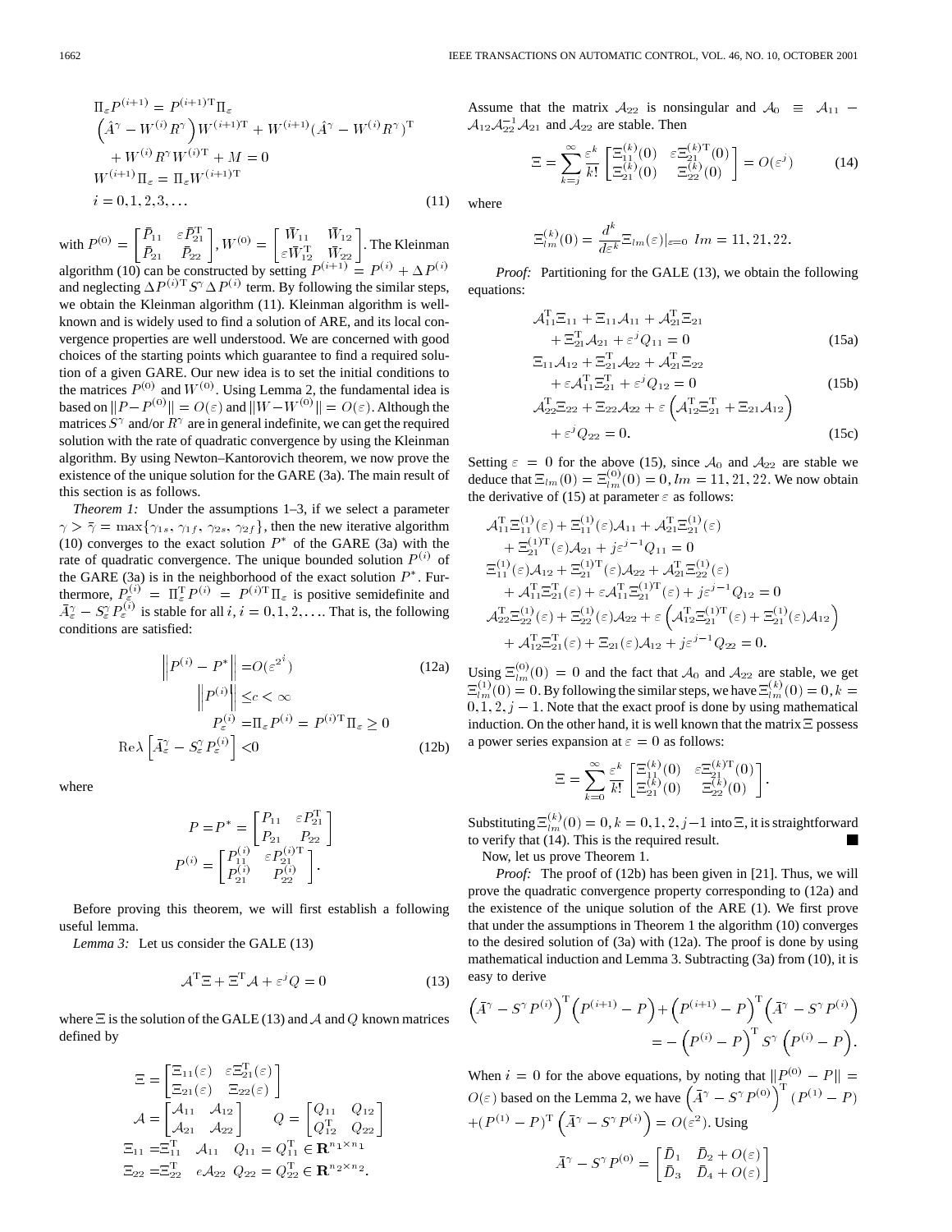$$
\begin{aligned}
&\Pi_\varepsilon P^{(i+1)} = P^{(i+1)\mathrm{T}}\Pi_\varepsilon \\
&\left(\hat{A}^\gamma - W^{(i)}R^\gamma\right)W^{(i+1)\mathrm{T}} + W^{(i+1)}(\hat{A}^\gamma - W^{(i)}R^\gamma)^\mathrm{T} \\
&\quad + W^{(i)}R^\gamma W^{(i)\mathrm{T}} + M = 0 \\
&W^{(i+1)}\Pi_\varepsilon = \Pi_\varepsilon W^{(i+1)\mathrm{T}} \\
&i = 0, 1, 2, 3, \ldots
\end{aligned}
\tag{11}
$$

with $P^{(0)} = \begin{bmatrix} \bar{P}_{11} & \varepsilon \bar{P}_{21}^\mathrm{T} \\ \bar{P}_{21} & \bar{P}_{22} \end{bmatrix}, W^{(0)} = \begin{bmatrix} \bar{W}_{11} & \bar{W}_{12} \\ \varepsilon \bar{W}_{12}^\mathrm{T} & \bar{W}_{22} \end{bmatrix}$. The Kleinman algorithm (10) can be constructed by setting $P^{(i+1)} = P^{(i)} + \Delta P^{(i)}$ and neglecting $\Delta P^{(i)\mathrm{T}} S^\gamma \Delta P^{(i)}$ term. By following the similar steps, we obtain the Kleinman algorithm (11). Kleinman algorithm is well-known and is widely used to find a solution of ARE, and its local convergence properties are well understood. We are concerned with good choices of the starting points which guarantee to find a required solution of a given GARE. Our new idea is to set the initial conditions to the matrices $P^{(0)}$ and $W^{(0)}$. Using Lemma 2, the fundamental idea is based on $\|P - P^{(0)}\| = O(\varepsilon)$ and $\|W - W^{(0)}\| = O(\varepsilon)$. Although the matrices $S^\gamma$ and/or $R^\gamma$ are in general indefinite, we can get the required solution with the rate of quadratic convergence by using the Kleinman algorithm. By using Newton–Kantorovich theorem, we now prove the existence of the unique solution for the GARE (3a). The main result of this section is as follows.

*Theorem 1:* Under the assumptions 1–3, if we select a parameter $\gamma > \bar{\gamma} = \max\{\gamma_{1s}, \gamma_{1f}, \gamma_{2s}, \gamma_{2f}\}$, then the new iterative algorithm (10) converges to the exact solution $P^*$ of the GARE (3a) with the rate of quadratic convergence. The unique bounded solution $P^{(i)}$ of the GARE (3a) is in the neighborhood of the exact solution $P^*$. Furthermore, $P_\varepsilon^{(i)} = \Pi_\varepsilon^\mathrm{T} P^{(i)} = P^{(i)\mathrm{T}}\Pi_\varepsilon$ is positive semidefinite and $\bar{A}_\varepsilon^\gamma - S_\varepsilon^\gamma P_\varepsilon^{(i)}$ is stable for all $i, i = 0, 1, 2, \ldots$. That is, the following conditions are satisfied:

$$
\begin{aligned}
\left\|P^{(i)} - P^*\right\| &= O(\varepsilon^{2^i}) &(12a)\\
\left\|P^{(i)}\right\| &\le c < \infty \\
P_\varepsilon^{(i)} &= \Pi_\varepsilon P^{(i)} = P^{(i)\mathrm{T}}\Pi_\varepsilon \ge 0 \\
\mathrm{Re}\lambda\left[\bar{A}_\varepsilon^\gamma - S_\varepsilon^\gamma P_\varepsilon^{(i)}\right] &< 0 &(12b)
\end{aligned}
$$

where

$$
P = P^* = \begin{bmatrix} P_{11} & \varepsilon P_{21}^\mathrm{T} \\ P_{21} & P_{22} \end{bmatrix}
\quad
P^{(i)} = \begin{bmatrix} P_{11}^{(i)} & \varepsilon P_{21}^{(i)\mathrm{T}} \\ P_{21}^{(i)} & P_{22}^{(i)} \end{bmatrix}.
$$

Before proving this theorem, we will first establish a following useful lemma.

*Lemma 3:* Let us consider the GALE (13)

$$
\mathcal{A}^\mathrm{T}\Xi + \Xi^\mathrm{T}\mathcal{A} + \varepsilon^j Q = 0 \tag{13}
$$

where $\Xi$ is the solution of the GALE (13) and $\mathcal{A}$ and $Q$ known matrices defined by

$$
\begin{aligned}
\Xi &= \begin{bmatrix} \Xi_{11}(\varepsilon) & \varepsilon \Xi_{21}^\mathrm{T}(\varepsilon) \\ \Xi_{21}(\varepsilon) & \Xi_{22}(\varepsilon) \end{bmatrix} \\
\mathcal{A} &= \begin{bmatrix} \mathcal{A}_{11} & \mathcal{A}_{12} \\ \mathcal{A}_{21} & \mathcal{A}_{22} \end{bmatrix} \qquad Q = \begin{bmatrix} Q_{11} & Q_{12} \\ Q_{12}^\mathrm{T} & Q_{22} \end{bmatrix} \\
\Xi_{11} &= \Xi_{11}^\mathrm{T} \quad \mathcal{A}_{11} \quad Q_{11} = Q_{11}^\mathrm{T} \in \mathbf{R}^{n_1 \times n_1} \\
\Xi_{22} &= \Xi_{22}^\mathrm{T} \quad e\mathcal{A}_{22} \quad Q_{22} = Q_{22}^\mathrm{T} \in \mathbf{R}^{n_2 \times n_2}.
\end{aligned}
$$

Assume that the matrix $\mathcal{A}_{22}$ is nonsingular and $\mathcal{A}_0 \equiv \mathcal{A}_{11} - \mathcal{A}_{12}\mathcal{A}_{22}^{-1}\mathcal{A}_{21}$ and $\mathcal{A}_{22}$ are stable. Then

$$
\Xi = \sum_{k=j}^{\infty} \frac{\varepsilon^k}{k!} \begin{bmatrix} \Xi_{11}^{(k)}(0) & \varepsilon \Xi_{21}^{(k)\mathrm{T}}(0) \\ \Xi_{21}^{(k)}(0) & \Xi_{22}^{(k)}(0) \end{bmatrix} = O(\varepsilon^j) \tag{14}
$$

where

$$
\Xi_{lm}^{(k)}(0) = \frac{d^k}{d\varepsilon^k}\Xi_{lm}(\varepsilon)|_{\varepsilon=0} \quad lm = 11, 21, 22.
$$

*Proof:* Partitioning for the GALE (13), we obtain the following equations:

$$
\begin{aligned}
&\mathcal{A}_{11}^\mathrm{T}\Xi_{11} + \Xi_{11}\mathcal{A}_{11} + \mathcal{A}_{21}^\mathrm{T}\Xi_{21} \\
&\quad + \Xi_{21}^\mathrm{T}\mathcal{A}_{21} + \varepsilon^j Q_{11} = 0 &(15a)\\
&\Xi_{11}\mathcal{A}_{12} + \Xi_{21}^\mathrm{T}\mathcal{A}_{22} + \mathcal{A}_{21}^\mathrm{T}\Xi_{22} \\
&\quad + \varepsilon \mathcal{A}_{11}^\mathrm{T}\Xi_{21}^\mathrm{T} + \varepsilon^j Q_{12} = 0 &(15b)\\
&\mathcal{A}_{22}^\mathrm{T}\Xi_{22} + \Xi_{22}\mathcal{A}_{22} + \varepsilon\left(\mathcal{A}_{12}^\mathrm{T}\Xi_{21}^\mathrm{T} + \Xi_{21}\mathcal{A}_{12}\right) \\
&\quad + \varepsilon^j Q_{22} = 0. &(15c)
\end{aligned}
$$

Setting $\varepsilon = 0$ for the above (15), since $\mathcal{A}_0$ and $\mathcal{A}_{22}$ are stable we deduce that $\Xi_{lm}(0) = \Xi_{lm}^{(0)}(0) = 0, lm = 11, 21, 22$. We now obtain the derivative of (15) at parameter $\varepsilon$ as follows:

$$
\begin{aligned}
&\mathcal{A}_{11}^\mathrm{T}\Xi_{11}^{(1)}(\varepsilon) + \Xi_{11}^{(1)}(\varepsilon)\mathcal{A}_{11} + \mathcal{A}_{21}^\mathrm{T}\Xi_{21}^{(1)}(\varepsilon) \\
&\quad + \Xi_{21}^{(1)\mathrm{T}}(\varepsilon)\mathcal{A}_{21} + j\varepsilon^{j-1}Q_{11} = 0 \\
&\Xi_{11}^{(1)}(\varepsilon)\mathcal{A}_{12} + \Xi_{21}^{(1)\mathrm{T}}(\varepsilon)\mathcal{A}_{22} + \mathcal{A}_{21}^\mathrm{T}\Xi_{22}^{(1)}(\varepsilon) \\
&\quad + \mathcal{A}_{11}^\mathrm{T}\Xi_{21}^\mathrm{T}(\varepsilon) + \varepsilon\mathcal{A}_{11}^\mathrm{T}\Xi_{21}^{(1)\mathrm{T}}(\varepsilon) + j\varepsilon^{j-1}Q_{12} = 0 \\
&\mathcal{A}_{22}^\mathrm{T}\Xi_{22}^{(1)}(\varepsilon) + \Xi_{22}^{(1)}(\varepsilon)\mathcal{A}_{22} + \varepsilon\left(\mathcal{A}_{12}^\mathrm{T}\Xi_{21}^{(1)\mathrm{T}}(\varepsilon) + \Xi_{21}^{(1)}(\varepsilon)\mathcal{A}_{12}\right) \\
&\quad + \mathcal{A}_{12}^\mathrm{T}\Xi_{21}^\mathrm{T}(\varepsilon) + \Xi_{21}(\varepsilon)\mathcal{A}_{12} + j\varepsilon^{j-1}Q_{22} = 0.
\end{aligned}
$$

Using $\Xi_{lm}^{(0)}(0) = 0$ and the fact that $\mathcal{A}_0$ and $\mathcal{A}_{22}$ are stable, we get $\Xi_{lm}^{(1)}(0) = 0$. By following the similar steps, we have $\Xi_{lm}^{(k)}(0) = 0, k = 0, 1, 2, j-1$. Note that the exact proof is done by using mathematical induction. On the other hand, it is well known that the matrix $\Xi$ possess a power series expansion at $\varepsilon = 0$ as follows:

$$
\Xi = \sum_{k=0}^{\infty} \frac{\varepsilon^k}{k!} \begin{bmatrix} \Xi_{11}^{(k)}(0) & \varepsilon \Xi_{21}^{(k)\mathrm{T}}(0) \\ \Xi_{21}^{(k)}(0) & \Xi_{22}^{(k)}(0) \end{bmatrix}.
$$

Substituting $\Xi_{lm}^{(k)}(0) = 0, k = 0, 1, 2, j-1$ into $\Xi$, it is straightforward to verify that (14). This is the required result. ■

Now, let us prove Theorem 1.

*Proof:* The proof of (12b) has been given in [21]. Thus, we will prove the quadratic convergence property corresponding to (12a) and the existence of the unique solution of the ARE (1). We first prove that under the assumptions in Theorem 1 the algorithm (10) converges to the desired solution of (3a) with (12a). The proof is done by using mathematical induction and Lemma 3. Subtracting (3a) from (10), it is easy to derive

$$
\begin{aligned}
&\left(\bar{A}^\gamma - S^\gamma P^{(i)}\right)^\mathrm{T}\left(P^{(i+1)} - P\right) + \left(P^{(i+1)} - P\right)^\mathrm{T}\left(\bar{A}^\gamma - S^\gamma P^{(i)}\right) \\
&\qquad = -\left(P^{(i)} - P\right)^\mathrm{T} S^\gamma \left(P^{(i)} - P\right).
\end{aligned}
$$

When $i = 0$ for the above equations, by noting that $\|P^{(0)} - P\| = O(\varepsilon)$ based on the Lemma 2, we have $\left(\bar{A}^\gamma - S^\gamma P^{(0)}\right)^\mathrm{T}(P^{(1)} - P) + (P^{(1)} - P)^\mathrm{T}\left(\bar{A}^\gamma - S^\gamma P^{(i)}\right) = O(\varepsilon^2)$. Using

$$
\bar{A}^\gamma - S^\gamma P^{(0)} = \begin{bmatrix} \bar{D}_1 & \bar{D}_2 + O(\varepsilon) \\ \bar{D}_3 & \bar{D}_4 + O(\varepsilon) \end{bmatrix}
$$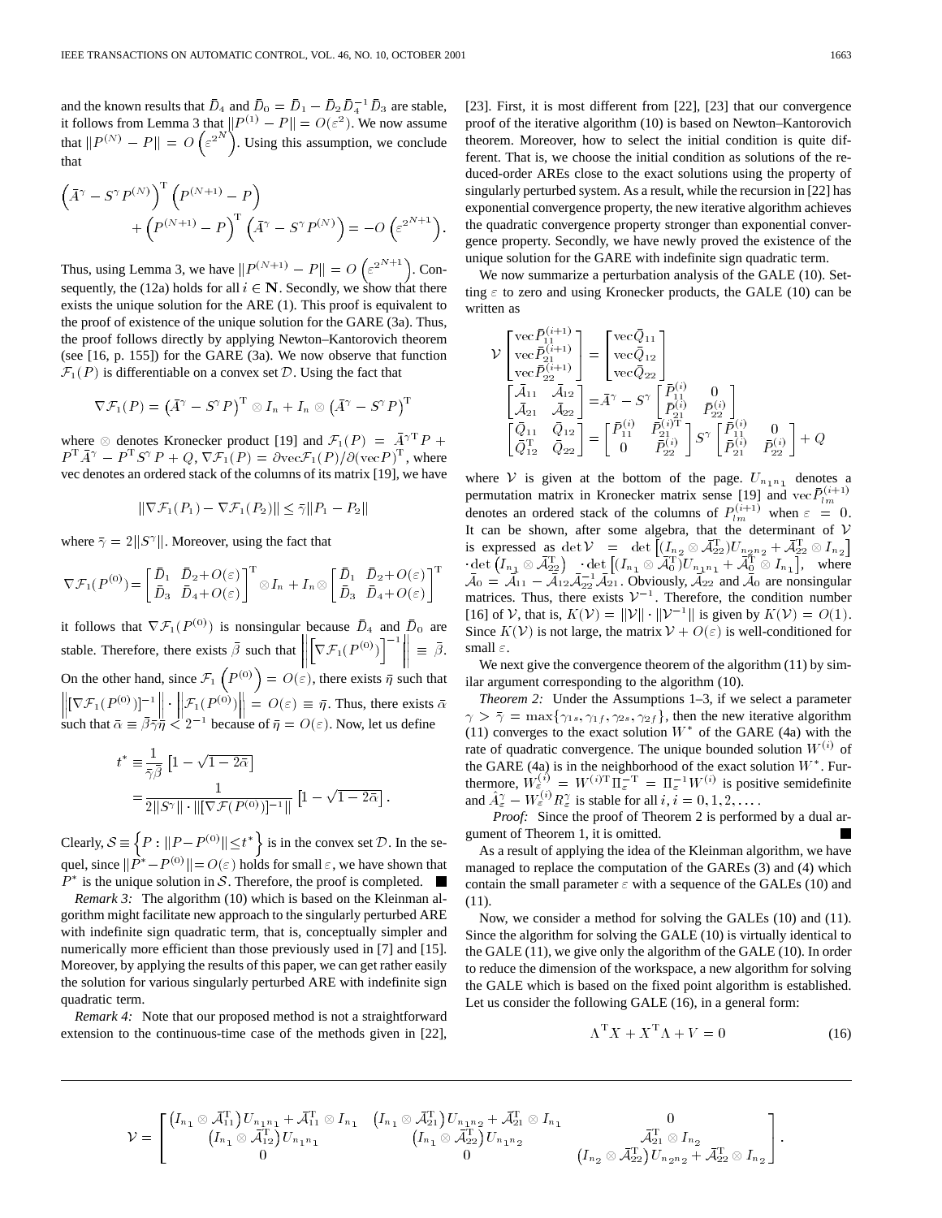and the known results that $\bar{D}_4$ and $\bar{D}_0 = \bar{D}_1 - \bar{D}_2 \bar{D}_4^{-1} \bar{D}_3$ are stable, it follows from Lemma 3 that $\|P^{(1)} - P\| = O(\varepsilon^2)$. We now assume that $\|P^{(N)} - P\| = O\left(\varepsilon^{2^N}\right)$. Using this assumption, we conclude that

$$\left(\bar{A}^\gamma - S^\gamma P^{(N)}\right)^{\mathrm{T}} \left(P^{(N+1)} - P\right) + \left(P^{(N+1)} - P\right)^{\mathrm{T}} \left(\bar{A}^\gamma - S^\gamma P^{(N)}\right) = -O\left(\varepsilon^{2^{N+1}}\right).$$

Thus, using Lemma 3, we have $\|P^{(N+1)} - P\| = O\left(\varepsilon^{2^{N+1}}\right)$. Consequently, the (12a) holds for all $i \in \mathbf{N}$. Secondly, we show that there exists the unique solution for the ARE (1). This proof is equivalent to the proof of existence of the unique solution for the GARE (3a). Thus, the proof follows directly by applying Newton–Kantorovich theorem (see [16, p. 155]) for the GARE (3a). We now observe that function $\mathcal{F}_1(P)$ is differentiable on a convex set $\mathcal{D}$. Using the fact that

$$\nabla \mathcal{F}_1(P) = \left(\bar{A}^\gamma - S^\gamma P\right)^{\mathrm{T}} \otimes I_n + I_n \otimes \left(\bar{A}^\gamma - S^\gamma P\right)^{\mathrm{T}}$$

where $\otimes$ denotes Kronecker product [19] and $\mathcal{F}_1(P) = \bar{A}^{\gamma\mathrm{T}} P + P^{\mathrm{T}} \bar{A}^\gamma - P^{\mathrm{T}} S^\gamma P + Q$, $\nabla \mathcal{F}_1(P) = \partial \mathrm{vec} \mathcal{F}_1(P) / \partial (\mathrm{vec} P)^{\mathrm{T}}$, where vec denotes an ordered stack of the columns of its matrix [19], we have

$$\|\nabla \mathcal{F}_1(P_1) - \nabla \mathcal{F}_1(P_2)\| \leq \bar{\gamma} \|P_1 - P_2\|$$

where $\bar{\gamma} = 2\|S^\gamma\|$. Moreover, using the fact that

$$\nabla \mathcal{F}_1(P^{(0)}) = \begin{bmatrix} \bar{D}_1 & \bar{D}_2 + O(\varepsilon) \\ \bar{D}_3 & \bar{D}_4 + O(\varepsilon) \end{bmatrix}^{\mathrm{T}} \otimes I_n + I_n \otimes \begin{bmatrix} \bar{D}_1 & \bar{D}_2 + O(\varepsilon) \\ \bar{D}_3 & \bar{D}_4 + O(\varepsilon) \end{bmatrix}^{\mathrm{T}}$$

it follows that $\nabla \mathcal{F}_1(P^{(0)})$ is nonsingular because $\bar{D}_4$ and $\bar{D}_0$ are stable. Therefore, there exists $\bar{\beta}$ such that $\left\| \left[\nabla \mathcal{F}_1\left(P^{(0)}\right)\right]^{-1} \right\| \equiv \bar{\beta}$. On the other hand, since $\mathcal{F}_1\left(P^{(0)}\right) = O(\varepsilon)$, there exists $\bar{\eta}$ such that $\left\| [\nabla \mathcal{F}_1(P^{(0)})]^{-1} \right\| \cdot \left\| \mathcal{F}_1(P^{(0)}) \right\| = O(\varepsilon) \equiv \bar{\eta}$. Thus, there exists $\bar{\alpha}$ such that $\bar{\alpha} \equiv \bar{\beta} \bar{\gamma} \bar{\eta} < 2^{-1}$ because of $\bar{\eta} = O(\varepsilon)$. Now, let us define

$$\begin{aligned} t^* &\equiv \frac{1}{\bar{\gamma}\bar{\beta}} \left[1 - \sqrt{1 - 2\bar{\alpha}}\right] \\ &= \frac{1}{2\|S^\gamma\| \cdot \|[\nabla \mathcal{F}(P^{(0)})]^{-1}\|} \left[1 - \sqrt{1 - 2\bar{\alpha}}\right]. \end{aligned}$$

Clearly, $\mathcal{S} \equiv \left\{P : \|P - P^{(0)}\| \leq t^*\right\}$ is in the convex set $\mathcal{D}$. In the sequel, since $\|P^* - P^{(0)}\| = O(\varepsilon)$ holds for small $\varepsilon$, we have shown that $P^*$ is the unique solution in $\mathcal{S}$. Therefore, the proof is completed. ■

*Remark 3:* The algorithm (10) which is based on the Kleinman algorithm might facilitate new approach to the singularly perturbed ARE with indefinite sign quadratic term, that is, conceptually simpler and numerically more efficient than those previously used in [7] and [15]. Moreover, by applying the results of this paper, we can get rather easily the solution for various singularly perturbed ARE with indefinite sign quadratic term.

*Remark 4:* Note that our proposed method is not a straightforward extension to the continuous-time case of the methods given in [22], [23]. First, it is most different from [22], [23] that our convergence proof of the iterative algorithm (10) is based on Newton–Kantorovich theorem. Moreover, how to select the initial condition is quite different. That is, we choose the initial condition as solutions of the reduced-order AREs close to the exact solutions using the property of singularly perturbed system. As a result, while the recursion in [22] has exponential convergence property, the new iterative algorithm achieves the quadratic convergence property stronger than exponential convergence property. Secondly, we have newly proved the existence of the unique solution for the GARE with indefinite sign quadratic term.

We now summarize a perturbation analysis of the GALE (10). Setting $\varepsilon$ to zero and using Kronecker products, the GALE (10) can be written as

$$\mathcal{V} \begin{bmatrix} \mathrm{vec} \bar{P}_{11}^{(i+1)} \\ \mathrm{vec} \bar{P}_{21}^{(i+1)} \\ \mathrm{vec} \bar{P}_{22}^{(i+1)} \end{bmatrix} = \begin{bmatrix} \mathrm{vec} \bar{Q}_{11} \\ \mathrm{vec} \bar{Q}_{12} \\ \mathrm{vec} \bar{Q}_{22} \end{bmatrix}$$

$$\begin{bmatrix} \bar{\mathcal{A}}_{11} & \bar{\mathcal{A}}_{12} \\ \bar{\mathcal{A}}_{21} & \bar{\mathcal{A}}_{22} \end{bmatrix} = \bar{A}^\gamma - S^\gamma \begin{bmatrix} \bar{P}_{11}^{(i)} & 0 \\ \bar{P}_{21}^{(i)} & \bar{P}_{22}^{(i)} \end{bmatrix}$$

$$\begin{bmatrix} \bar{Q}_{11} & \bar{Q}_{12} \\ \bar{Q}_{12}^{\mathrm{T}} & \bar{Q}_{22} \end{bmatrix} = \begin{bmatrix} \bar{P}_{11}^{(i)} & \bar{P}_{21}^{(i)\mathrm{T}} \\ 0 & \bar{P}_{22}^{(i)} \end{bmatrix} S^\gamma \begin{bmatrix} \bar{P}_{11}^{(i)} & 0 \\ \bar{P}_{21}^{(i)} & \bar{P}_{22}^{(i)} \end{bmatrix} + Q$$

where $\mathcal{V}$ is given at the bottom of the page. $U_{n_1 n_1}$ denotes a permutation matrix in Kronecker matrix sense [19] and $\mathrm{vec} \bar{P}_{lm}^{(i+1)}$ denotes an ordered stack of the columns of $P_{lm}^{(i+1)}$ when $\varepsilon = 0$. It can be shown, after some algebra, that the determinant of $\mathcal{V}$ is expressed as $\det \mathcal{V} = \det \left[(I_{n_2} \otimes \bar{\mathcal{A}}_{22}^{\mathrm{T}}) U_{n_2 n_2} + \bar{\mathcal{A}}_{22}^{\mathrm{T}} \otimes I_{n_2}\right] \cdot \det \left(I_{n_1} \otimes \bar{\mathcal{A}}_{22}^{\mathrm{T}}\right) \cdot \det \left[(I_{n_1} \otimes \bar{\mathcal{A}}_0^{\mathrm{T}}) U_{n_1 n_1} + \bar{\mathcal{A}}_0^{\mathrm{T}} \otimes I_{n_1}\right]$, where $\bar{\mathcal{A}}_0 = \bar{\mathcal{A}}_{11} - \bar{\mathcal{A}}_{12} \bar{\mathcal{A}}_{22}^{-1} \bar{\mathcal{A}}_{21}$. Obviously, $\bar{\mathcal{A}}_{22}$ and $\bar{\mathcal{A}}_0$ are nonsingular matrices. Thus, there exists $\mathcal{V}^{-1}$. Therefore, the condition number [16] of $\mathcal{V}$, that is, $K(\mathcal{V}) = \|\mathcal{V}\| \cdot \|\mathcal{V}^{-1}\|$ is given by $K(\mathcal{V}) = O(1)$. Since $K(\mathcal{V})$ is not large, the matrix $\mathcal{V} + O(\varepsilon)$ is well-conditioned for small $\varepsilon$.

We next give the convergence theorem of the algorithm (11) by similar argument corresponding to the algorithm (10).

*Theorem 2:* Under the Assumptions 1–3, if we select a parameter $\gamma > \bar{\gamma} = \max\{\gamma_{1s}, \gamma_{1f}, \gamma_{2s}, \gamma_{2f}\}$, then the new iterative algorithm (11) converges to the exact solution $W^*$ of the GARE (4a) with the rate of quadratic convergence. The unique bounded solution $W^{(i)}$ of the GARE (4a) is in the neighborhood of the exact solution $W^*$. Furthermore, $W_\varepsilon^{(i)} = W^{(i)\mathrm{T}} \Pi_\varepsilon^{-\mathrm{T}} = \Pi_\varepsilon^{-1} W^{(i)}$ is positive semidefinite and $\hat{A}_\varepsilon^\gamma - W_\varepsilon^{(i)} R_\varepsilon^\gamma$ is stable for all $i, i = 0, 1, 2, \ldots$.

*Proof:* Since the proof of Theorem 2 is performed by a dual argument of Theorem 1, it is omitted. ■

As a result of applying the idea of the Kleinman algorithm, we have managed to replace the computation of the GAREs (3) and (4) which contain the small parameter $\varepsilon$ with a sequence of the GALEs (10) and (11).

Now, we consider a method for solving the GALEs (10) and (11). Since the algorithm for solving the GALE (10) is virtually identical to the GALE (11), we give only the algorithm of the GALE (10). In order to reduce the dimension of the workspace, a new algorithm for solving the GALE which is based on the fixed point algorithm is established. Let us consider the following GALE (16), in a general form:

$$\Lambda^{\mathrm{T}} X + X^{\mathrm{T}} \Lambda + V = 0 \tag{16}$$

$$\mathcal{V} = \begin{bmatrix} \left(I_{n_1} \otimes \bar{\mathcal{A}}_{11}^{\mathrm{T}}\right) U_{n_1 n_1} + \bar{\mathcal{A}}_{11}^{\mathrm{T}} \otimes I_{n_1} & \left(I_{n_1} \otimes \bar{\mathcal{A}}_{21}^{\mathrm{T}}\right) U_{n_1 n_2} + \bar{\mathcal{A}}_{21}^{\mathrm{T}} \otimes I_{n_1} & 0 \\ \left(I_{n_1} \otimes \bar{\mathcal{A}}_{12}^{\mathrm{T}}\right) U_{n_1 n_1} & \left(I_{n_1} \otimes \bar{\mathcal{A}}_{22}^{\mathrm{T}}\right) U_{n_1 n_2} & \bar{\mathcal{A}}_{21}^{\mathrm{T}} \otimes I_{n_2} \\ 0 & 0 & \left(I_{n_2} \otimes \bar{\mathcal{A}}_{22}^{\mathrm{T}}\right) U_{n_2 n_2} + \bar{\mathcal{A}}_{22}^{\mathrm{T}} \otimes I_{n_2} \end{bmatrix}.$$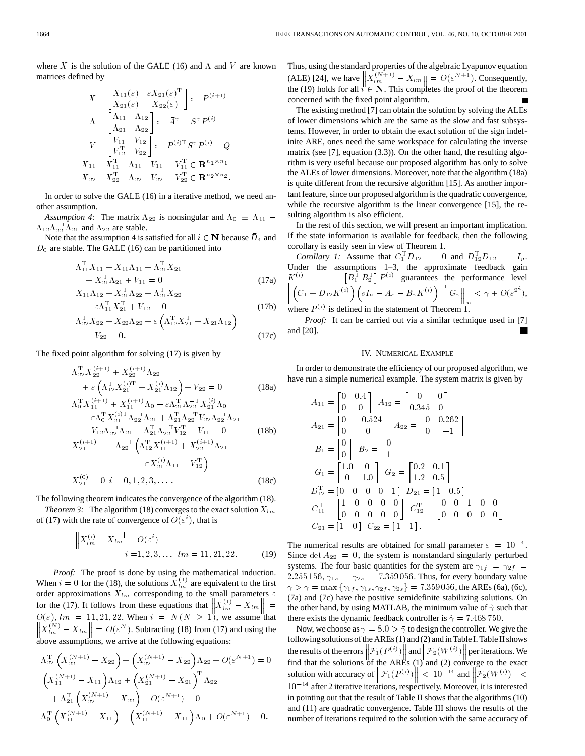where $X$ is the solution of the GALE (16) and $\Lambda$ and $V$ are known matrices defined by

$$X = \begin{bmatrix} X_{11}(\varepsilon) & \varepsilon X_{21}(\varepsilon)^{\mathrm{T}} \\ X_{21}(\varepsilon) & X_{22}(\varepsilon) \end{bmatrix} := P^{(i+1)}$$

$$\Lambda = \begin{bmatrix} \Lambda_{11} & \Lambda_{12} \\ \Lambda_{21} & \Lambda_{22} \end{bmatrix} := \bar{A}^{\gamma} - S^{\gamma} P^{(i)}$$

$$V = \begin{bmatrix} V_{11} & V_{12} \\ V_{12}^{\mathrm{T}} & V_{22} \end{bmatrix} := P^{(i)\mathrm{T}} S^{\gamma} P^{(i)} + Q$$

$$X_{11} = X_{11}^{\mathrm{T}} \quad \Lambda_{11} \quad V_{11} = V_{11}^{\mathrm{T}} \in \mathbf{R}^{n_1 \times n_1}$$

$$X_{22} = X_{22}^{\mathrm{T}} \quad \Lambda_{22} \quad V_{22} = V_{22}^{\mathrm{T}} \in \mathbf{R}^{n_2 \times n_2}.$$

In order to solve the GALE (16) in a iterative method, we need another assumption.

*Assumption 4:* The matrix $\Lambda_{22}$ is nonsingular and $\Lambda_0 \equiv \Lambda_{11} - \Lambda_{12}\Lambda_{22}^{-1}\Lambda_{21}$ and $\Lambda_{22}$ are stable.

Note that the assumption 4 is satisfied for all $i \in \mathbf{N}$ because $\bar{D}_4$ and $\bar{D}_0$ are stable. The GALE (16) can be partitioned into

$$\Lambda_{11}^{\mathrm{T}} X_{11} + X_{11}\Lambda_{11} + \Lambda_{21}^{\mathrm{T}} X_{21} + X_{21}^{\mathrm{T}}\Lambda_{21} + V_{11} = 0 \tag{17a}$$

$$X_{11}\Lambda_{12} + X_{21}^{\mathrm{T}}\Lambda_{22} + \Lambda_{21}^{\mathrm{T}} X_{22} + \varepsilon\Lambda_{11}^{\mathrm{T}} X_{21}^{\mathrm{T}} + V_{12} = 0 \tag{17b}$$

$$\Lambda_{22}^{\mathrm{T}} X_{22} + X_{22}\Lambda_{22} + \varepsilon\left(\Lambda_{12}^{\mathrm{T}} X_{21}^{\mathrm{T}} + X_{21}\Lambda_{12}\right) + V_{22} = 0. \tag{17c}$$

The fixed point algorithm for solving (17) is given by

$$\Lambda_{22}^{\mathrm{T}} X_{22}^{(i+1)} + X_{22}^{(i+1)}\Lambda_{22} + \varepsilon\left(\Lambda_{12}^{\mathrm{T}} X_{21}^{(i)\mathrm{T}} + X_{21}^{(i)}\Lambda_{12}\right) + V_{22} = 0 \tag{18a}$$

$$\begin{aligned} &\Lambda_0^{\mathrm{T}} X_{11}^{(i+1)} + X_{11}^{(i+1)}\Lambda_0 - \varepsilon\Lambda_{21}^{\mathrm{T}}\Lambda_{22}^{-\mathrm{T}} X_{21}^{(i)}\Lambda_0 \\ &\quad - \varepsilon\Lambda_0^{\mathrm{T}} X_{21}^{(i)\mathrm{T}}\Lambda_{22}^{-1}\Lambda_{21} + \Lambda_{21}^{\mathrm{T}}\Lambda_{22}^{-\mathrm{T}} V_{22}\Lambda_{22}^{-1}\Lambda_{21} \\ &\quad - V_{12}\Lambda_{22}^{-1}\Lambda_{21} - \Lambda_{21}^{\mathrm{T}}\Lambda_{22}^{-\mathrm{T}} V_{12}^{\mathrm{T}} + V_{11} = 0 \end{aligned} \tag{18b}$$

$$\begin{aligned} X_{21}^{(i+1)} = &-\Lambda_{22}^{-\mathrm{T}}\left(\Lambda_{12}^{\mathrm{T}} X_{11}^{(i+1)} + X_{22}^{(i+1)}\Lambda_{21}\right. \\ &\left. + \varepsilon X_{21}^{(i)}\Lambda_{11} + V_{12}^{\mathrm{T}}\right) \\ X_{21}^{(0)} = &\ 0 \quad i = 0, 1, 2, 3, \ldots. \end{aligned} \tag{18c}$$

The following theorem indicates the convergence of the algorithm (18).

*Theorem 3:* The algorithm (18) converges to the exact solution $X_{lm}$ of (17) with the rate of convergence of $O(\varepsilon^i)$, that is

$$\left\| X_{lm}^{(i)} - X_{lm} \right\| = O(\varepsilon^i) \qquad i = 1, 2, 3, \ldots \quad lm = 11, 21, 22. \tag{19}$$

*Proof:* The proof is done by using the mathematical induction. When $i = 0$ for the (18), the solutions $X_{lm}^{(1)}$ are equivalent to the first order approximations $X_{lm}$ corresponding to the small parameters $\varepsilon$ for the (17). It follows from these equations that $\left\| X_{lm}^{(1)} - X_{lm} \right\| = O(\varepsilon)$, $lm = 11, 21, 22$. When $i = N (N \geq 1)$, we assume that $\left\| X_{lm}^{(N)} - X_{lm} \right\| = O(\varepsilon^N)$. Subtracting (18) from (17) and using the above assumptions, we arrive at the following equations:

$$\Lambda_{22}^{\mathrm{T}}\left(X_{22}^{(N+1)} - X_{22}\right) + \left(X_{22}^{(N+1)} - X_{22}\right)\Lambda_{22} + O(\varepsilon^{N+1}) = 0$$

$$\left(X_{11}^{(N+1)} - X_{11}\right)\Lambda_{12} + \left(X_{21}^{(N+1)} - X_{21}\right)^{\mathrm{T}}\Lambda_{22} + \Lambda_{21}^{\mathrm{T}}\left(X_{22}^{(N+1)} - X_{22}\right) + O(\varepsilon^{N+1}) = 0$$

$$\Lambda_0^{\mathrm{T}}\left(X_{11}^{(N+1)} - X_{11}\right) + \left(X_{11}^{(N+1)} - X_{11}\right)\Lambda_0 + O(\varepsilon^{N+1}) = 0.$$

Thus, using the standard properties of the algebraic Lyapunov equation (ALE) [24], we have $\left\| X_{lm}^{(N+1)} - X_{lm} \right\| = O(\varepsilon^{N+1})$. Consequently, the (19) holds for all $i \in \mathbf{N}$. This completes the proof of the theorem concerned with the fixed point algorithm. ■

The existing method [7] can obtain the solution by solving the ALEs of lower dimensions which are the same as the slow and fast subsystems. However, in order to obtain the exact solution of the sign indefinite ARE, ones need the same workspace for calculating the inverse matrix (see [7], equation (3.3)). On the other hand, the resulting algorithm is very useful because our proposed algorithm has only to solve the ALEs of lower dimensions. Moreover, note that the algorithm (18a) is quite different from the recursive algorithm [15]. As another important feature, since our proposed algorithm is the quadratic convergence, while the recursive algorithm is the linear convergence [15], the resulting algorithm is also efficient.

In the rest of this section, we will present an important implication. If the state information is available for feedback, then the following corollary is easily seen in view of Theorem 1.

*Corollary 1:* Assume that $C_1^{\mathrm{T}} D_{12} = 0$ and $D_{12}^{\mathrm{T}} D_{12} = I_p$. Under the assumptions 1–3, the approximate feedback gain $K^{(i)} = -\begin{bmatrix} B_1^{\mathrm{T}} & B_2^{\mathrm{T}} \end{bmatrix} P^{(i)}$ guarantees the performance level $\left\| \left(C_1 + D_{12}K^{(i)}\right)\left(sI_n - A_\varepsilon - B_\varepsilon K^{(i)}\right)^{-1} G_\varepsilon \right\|_\infty < \gamma + O(\varepsilon^{2^i})$, where $P^{(i)}$ is defined in the statement of Theorem 1.

*Proof:* It can be carried out via a similar technique used in [7] and [20]. ■

## IV. Numerical Example

In order to demonstrate the efficiency of our proposed algorithm, we have run a simple numerical example. The system matrix is given by

$$A_{11} = \begin{bmatrix} 0 & 0.4 \\ 0 & 0 \end{bmatrix} \quad A_{12} = \begin{bmatrix} 0 & 0 \\ 0.345 & 0 \end{bmatrix}$$

$$A_{21} = \begin{bmatrix} 0 & -0.524 \\ 0 & 0 \end{bmatrix} \quad A_{22} = \begin{bmatrix} 0 & 0.262 \\ 0 & -1 \end{bmatrix}$$

$$B_1 = \begin{bmatrix} 0 \\ 0 \end{bmatrix} \quad B_2 = \begin{bmatrix} 0 \\ 1 \end{bmatrix}$$

$$G_1 = \begin{bmatrix} 1.0 & 0 \\ 0 & 1.0 \end{bmatrix} \quad G_2 = \begin{bmatrix} 0.2 & 0.1 \\ 1.2 & 0.5 \end{bmatrix}$$

$$D_{12}^{\mathrm{T}} = \begin{bmatrix} 0 & 0 & 0 & 0 & 1 \end{bmatrix} \quad D_{21} = \begin{bmatrix} 1 & 0.5 \end{bmatrix}$$

$$C_{11}^{\mathrm{T}} = \begin{bmatrix} 1 & 0 & 0 & 0 & 0 \\ 0 & 0 & 0 & 0 & 0 \end{bmatrix} \quad C_{12}^{\mathrm{T}} = \begin{bmatrix} 0 & 0 & 1 & 0 & 0 \\ 0 & 0 & 0 & 0 & 0 \end{bmatrix}$$

$$C_{21} = \begin{bmatrix} 1 & 0 \end{bmatrix} \quad C_{22} = \begin{bmatrix} 1 & 1 \end{bmatrix}.$$

The numerical results are obtained for small parameter $\varepsilon = 10^{-4}$. Since $\det A_{22} = 0$, the system is nonstandard singularly perturbed systems. The four basic quantities for the system are $\gamma_{1f} = \gamma_{2f} = 2.255156$, $\gamma_{1s} = \gamma_{2s} = 7.359056$. Thus, for every boundary value $\gamma > \bar{\gamma} = \max\{\gamma_{1f}, \gamma_{1s}, \gamma_{2f}, \gamma_{2s}\} = 7.359056$, the AREs (6a), (6c), (7a) and (7c) have the positive semidefinite stabilizing solutions. On the other hand, by using MATLAB, the minimum value of $\hat{\gamma}$ such that there exists the dynamic feedback controller is $\hat{\gamma} = 7.468750$.

Now, we choose as $\gamma = 8.0 > \bar{\gamma}$ to design the controller. We give the following solutions of the AREs (1) and (2) and in Table I. Table II shows the results of the errors $\left\|\mathcal{F}_1(P^{(i)})\right\|$ and $\left\|\mathcal{F}_2(W^{(i)})\right\|$ per iterations. We find that the solutions of the AREs (1) and (2) converge to the exact solution with accuracy of $\left\|\mathcal{F}_1(P^{(i)})\right\| < 10^{-14}$ and $\left\|\mathcal{F}_2(W^{(i)})\right\| < 10^{-14}$ after 2 iterative iterations, respectively. Moreover, it is interested in pointing out that the result of Table II shows that the algorithms (10) and (11) are quadratic convergence. Table III shows the results of the number of iterations required to the solution with the same accuracy of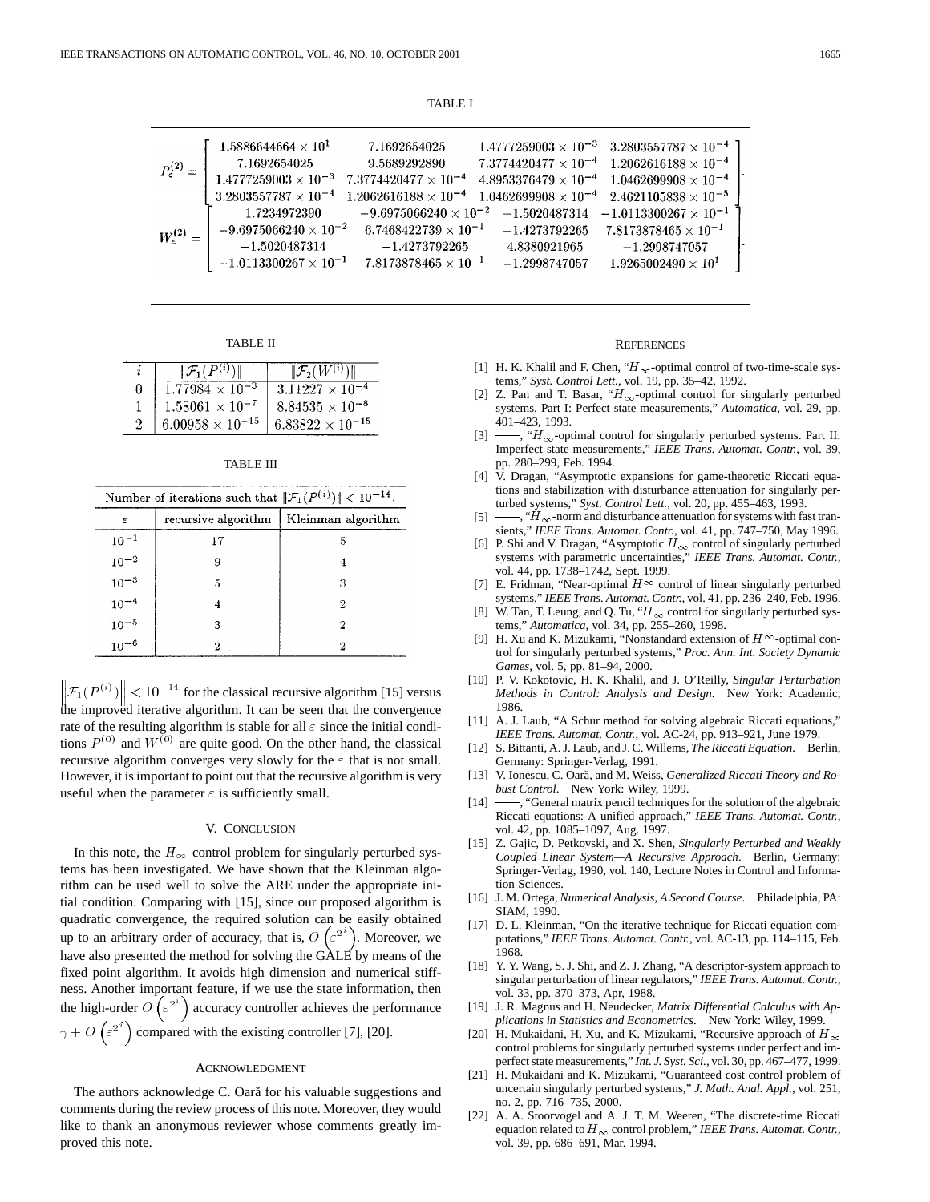TABLE I

$$P_\varepsilon^{(2)} = \begin{bmatrix} 1.5886644664 \times 10^{1} & 7.1692654025 & 1.4777259003 \times 10^{-3} & 3.2803557787 \times 10^{-4} \\ 7.1692654025 & 9.5689292890 & 7.3774420477 \times 10^{-4} & 1.2062616188 \times 10^{-4} \\ 1.4777259003 \times 10^{-3} & 7.3774420477 \times 10^{-4} & 4.8953376479 \times 10^{-4} & 1.0462699908 \times 10^{-4} \\ 3.2803557787 \times 10^{-4} & 1.2062616188 \times 10^{-4} & 1.0462699908 \times 10^{-4} & 2.4621105838 \times 10^{-5} \end{bmatrix}.$$

$$W_\varepsilon^{(2)} = \begin{bmatrix} 1.7234972390 & -9.6975066240 \times 10^{-2} & -1.5020487314 & -1.0113300267 \times 10^{-1} \\ -9.6975066240 \times 10^{-2} & 6.7468422739 \times 10^{-1} & -1.4273792265 & 7.8173878465 \times 10^{-1} \\ -1.5020487314 & -1.4273792265 & 4.8380921965 & -1.2998747057 \\ -1.0113300267 \times 10^{-1} & 7.8173878465 \times 10^{-1} & -1.2998747057 & 1.9265002490 \times 10^{1} \end{bmatrix}.$$

TABLE II

| $i$ | $\Vert\mathcal{F}_1(P^{(i)})\Vert$ | $\Vert\mathcal{F}_2(W^{(i)})\Vert$ |
|---|---|---|
| 0 | $1.77984 \times 10^{-3}$ | $3.11227 \times 10^{-4}$ |
| 1 | $1.58061 \times 10^{-7}$ | $8.84535 \times 10^{-8}$ |
| 2 | $6.00958 \times 10^{-15}$ | $6.83822 \times 10^{-15}$ |

TABLE III

| Number of iterations such that $\Vert\mathcal{F}_1(P^{(i)})\Vert < 10^{-14}$. | | |
|---|---|---|
| $\varepsilon$ | recursive algorithm | Kleinman algorithm |
| $10^{-1}$ | 17 | 5 |
| $10^{-2}$ | 9 | 4 |
| $10^{-3}$ | 5 | 3 |
| $10^{-4}$ | 4 | 2 |
| $10^{-5}$ | 3 | 2 |
| $10^{-6}$ | 2 | 2 |

$\left\Vert\mathcal{F}_1(P^{(i)})\right\Vert < 10^{-14}$ for the classical recursive algorithm [15] versus the improved iterative algorithm. It can be seen that the convergence rate of the resulting algorithm is stable for all $\varepsilon$ since the initial conditions $P^{(0)}$ and $W^{(0)}$ are quite good. On the other hand, the classical recursive algorithm converges very slowly for the $\varepsilon$ that is not small. However, it is important to point out that the recursive algorithm is very useful when the parameter $\varepsilon$ is sufficiently small.

## V. Conclusion

In this note, the $H_\infty$ control problem for singularly perturbed systems has been investigated. We have shown that the Kleinman algorithm can be used well to solve the ARE under the appropriate initial condition. Comparing with [15], since our proposed algorithm is quadratic convergence, the required solution can be easily obtained up to an arbitrary order of accuracy, that is, $O\left(\varepsilon^{2^i}\right)$. Moreover, we have also presented the method for solving the GALE by means of the fixed point algorithm. It avoids high dimension and numerical stiffness. Another important feature, if we use the state information, then the high-order $O\left(\varepsilon^{2^i}\right)$ accuracy controller achieves the performance $\gamma + O\left(\varepsilon^{2^i}\right)$ compared with the existing controller [7], [20].

## Acknowledgment

The authors acknowledge C. Oară for his valuable suggestions and comments during the review process of this note. Moreover, they would like to thank an anonymous reviewer whose comments greatly improved this note.

## References

[1] H. K. Khalil and F. Chen, "$H_\infty$-optimal control of two-time-scale systems," *Syst. Control Lett.*, vol. 19, pp. 35–42, 1992.

[2] Z. Pan and T. Basar, "$H_\infty$-optimal control for singularly perturbed systems. Part I: Perfect state measurements," *Automatica*, vol. 29, pp. 401–423, 1993.

[3] ——, "$H_\infty$-optimal control for singularly perturbed systems. Part II: Imperfect state measurements," *IEEE Trans. Automat. Contr.*, vol. 39, pp. 280–299, Feb. 1994.

[4] V. Dragan, "Asymptotic expansions for game-theoretic Riccati equations and stabilization with disturbance attenuation for singularly perturbed systems," *Syst. Control Lett.*, vol. 20, pp. 455–463, 1993.

[5] ——, "$H_\infty$-norm and disturbance attenuation for systems with fast transients," *IEEE Trans. Automat. Contr.*, vol. 41, pp. 747–750, May 1996.

[6] P. Shi and V. Dragan, "Asymptotic $H_\infty$ control of singularly perturbed systems with parametric uncertainties," *IEEE Trans. Automat. Contr.*, vol. 44, pp. 1738–1742, Sept. 1999.

[7] E. Fridman, "Near-optimal $H^\infty$ control of linear singularly perturbed systems," *IEEE Trans. Automat. Contr.*, vol. 41, pp. 236–240, Feb. 1996.

[8] W. Tan, T. Leung, and Q. Tu, "$H_\infty$ control for singularly perturbed systems," *Automatica*, vol. 34, pp. 255–260, 1998.

[9] H. Xu and K. Mizukami, "Nonstandard extension of $H^\infty$-optimal control for singularly perturbed systems," *Proc. Ann. Int. Society Dynamic Games*, vol. 5, pp. 81–94, 2000.

[10] P. V. Kokotovic, H. K. Khalil, and J. O'Reilly, *Singular Perturbation Methods in Control: Analysis and Design*. New York: Academic, 1986.

[11] A. J. Laub, "A Schur method for solving algebraic Riccati equations," *IEEE Trans. Automat. Contr.*, vol. AC-24, pp. 913–921, June 1979.

[12] S. Bittanti, A. J. Laub, and J. C. Willems, *The Riccati Equation*. Berlin, Germany: Springer-Verlag, 1991.

[13] V. Ionescu, C. Oară, and M. Weiss, *Generalized Riccati Theory and Robust Control*. New York: Wiley, 1999.

[14] ——, "General matrix pencil techniques for the solution of the algebraic Riccati equations: A unified approach," *IEEE Trans. Automat. Contr.*, vol. 42, pp. 1085–1097, Aug. 1997.

[15] Z. Gajic, D. Petkovski, and X. Shen, *Singularly Perturbed and Weakly Coupled Linear System—A Recursive Approach*. Berlin, Germany: Springer-Verlag, 1990, vol. 140, Lecture Notes in Control and Information Sciences.

[16] J. M. Ortega, *Numerical Analysis, A Second Course*. Philadelphia, PA: SIAM, 1990.

[17] D. L. Kleinman, "On the iterative technique for Riccati equation computations," *IEEE Trans. Automat. Contr.*, vol. AC-13, pp. 114–115, Feb. 1968.

[18] Y. Y. Wang, S. J. Shi, and Z. J. Zhang, "A descriptor-system approach to singular perturbation of linear regulators," *IEEE Trans. Automat. Contr.*, vol. 33, pp. 370–373, Apr, 1988.

[19] J. R. Magnus and H. Neudecker, *Matrix Differential Calculus with Applications in Statistics and Econometrics*. New York: Wiley, 1999.

[20] H. Mukaidani, H. Xu, and K. Mizukami, "Recursive approach of $H_\infty$ control problems for singularly perturbed systems under perfect and imperfect state measurements," *Int. J. Syst. Sci.*, vol. 30, pp. 467–477, 1999.

[21] H. Mukaidani and K. Mizukami, "Guaranteed cost control problem of uncertain singularly perturbed systems," *J. Math. Anal. Appl.*, vol. 251, no. 2, pp. 716–735, 2000.

[22] A. A. Stoorvogel and A. J. T. M. Weeren, "The discrete-time Riccati equation related to $H_\infty$ control problem," *IEEE Trans. Automat. Contr.*, vol. 39, pp. 686–691, Mar. 1994.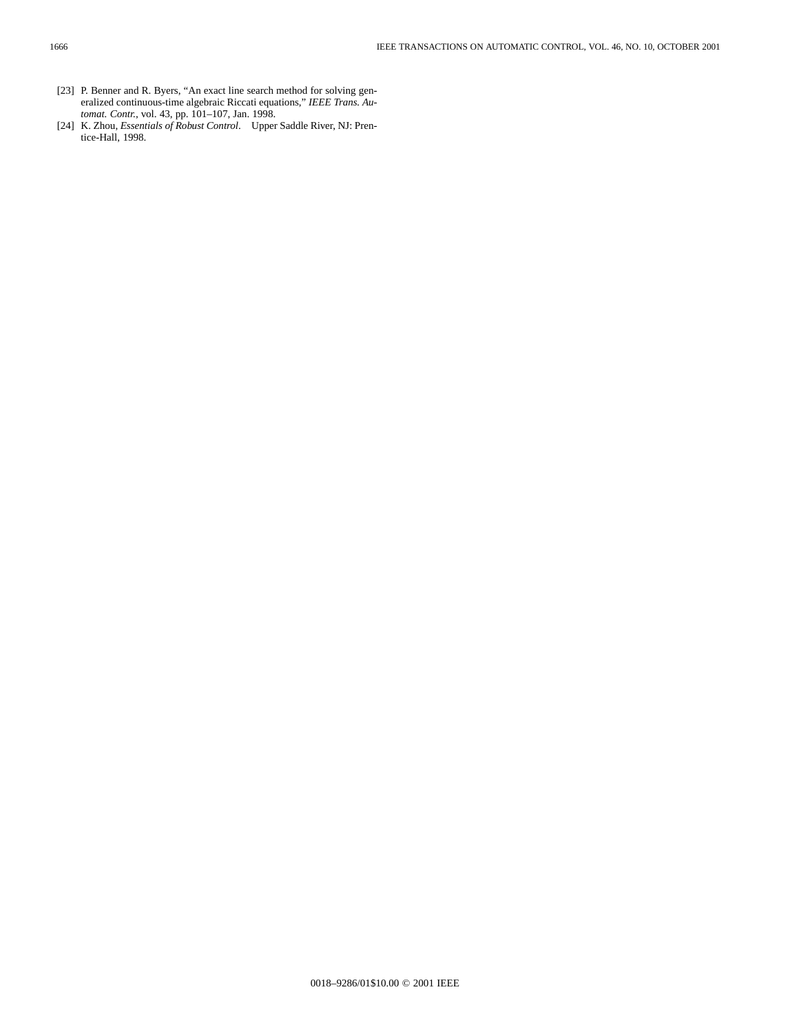[23] P. Benner and R. Byers, "An exact line search method for solving generalized continuous-time algebraic Riccati equations," *IEEE Trans. Automat. Contr.*, vol. 43, pp. 101–107, Jan. 1998.

[24] K. Zhou, *Essentials of Robust Control*. Upper Saddle River, NJ: Prentice-Hall, 1998.